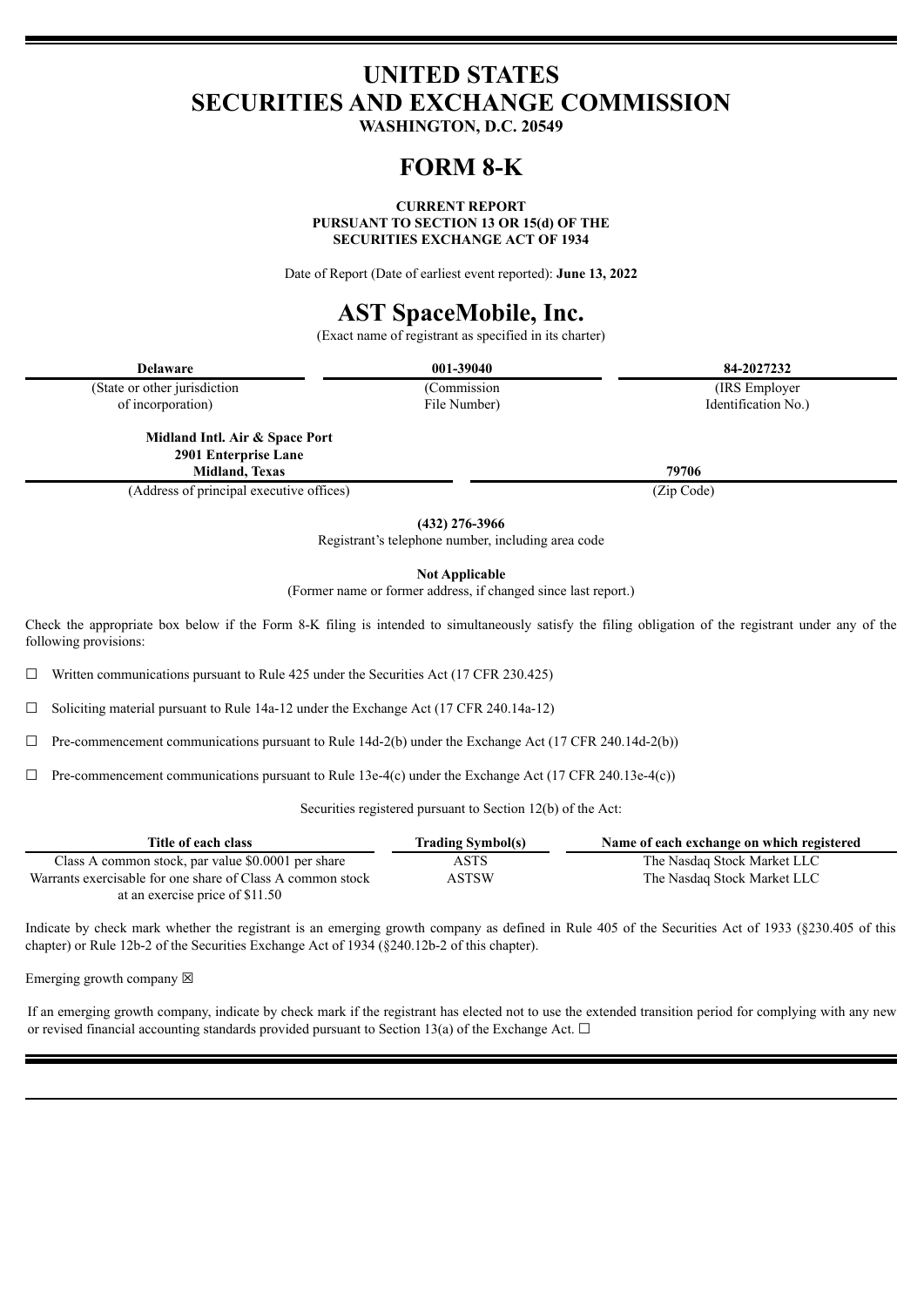# UNITED STATES
# SECURITIES AND EXCHANGE COMMISSION

**WASHINGTON, D.C. 20549**

# FORM 8-K

**CURRENT REPORT**
**PURSUANT TO SECTION 13 OR 15(d) OF THE**
**SECURITIES EXCHANGE ACT OF 1934**

Date of Report (Date of earliest event reported): **June 13, 2022**

# AST SpaceMobile, Inc.

(Exact name of registrant as specified in its charter)

| **Delaware** | **001-39040** | **84-2027232** |
|---|---|---|
| (State or other jurisdiction of incorporation) | (Commission File Number) | (IRS Employer Identification No.) |

| **Midland Intl. Air & Space Port 2901 Enterprise Lane Midland, Texas** | **79706** |
|---|---|
| (Address of principal executive offices) | (Zip Code) |

**(432) 276-3966**
Registrant's telephone number, including area code

**Not Applicable**
(Former name or former address, if changed since last report.)

Check the appropriate box below if the Form 8-K filing is intended to simultaneously satisfy the filing obligation of the registrant under any of the following provisions:

☐ Written communications pursuant to Rule 425 under the Securities Act (17 CFR 230.425)

☐ Soliciting material pursuant to Rule 14a-12 under the Exchange Act (17 CFR 240.14a-12)

☐ Pre-commencement communications pursuant to Rule 14d-2(b) under the Exchange Act (17 CFR 240.14d-2(b))

☐ Pre-commencement communications pursuant to Rule 13e-4(c) under the Exchange Act (17 CFR 240.13e-4(c))

Securities registered pursuant to Section 12(b) of the Act:

| Title of each class | Trading Symbol(s) | Name of each exchange on which registered |
|---|---|---|
| Class A common stock, par value $0.0001 per share | ASTS | The Nasdaq Stock Market LLC |
| Warrants exercisable for one share of Class A common stock at an exercise price of $11.50 | ASTSW | The Nasdaq Stock Market LLC |

Indicate by check mark whether the registrant is an emerging growth company as defined in Rule 405 of the Securities Act of 1933 (§230.405 of this chapter) or Rule 12b-2 of the Securities Exchange Act of 1934 (§240.12b-2 of this chapter).

Emerging growth company ☒

If an emerging growth company, indicate by check mark if the registrant has elected not to use the extended transition period for complying with any new or revised financial accounting standards provided pursuant to Section 13(a) of the Exchange Act. ☐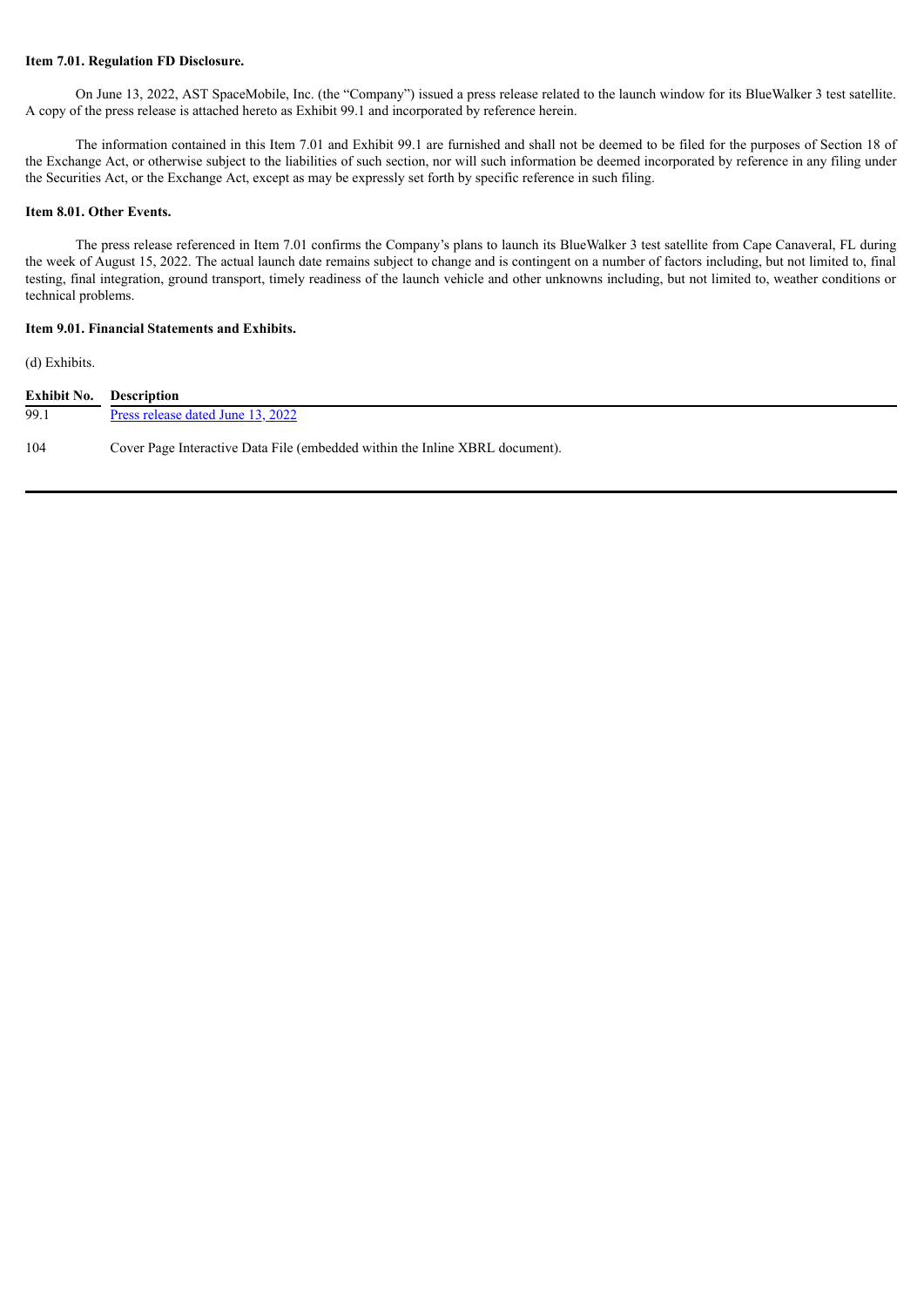**Item 7.01. Regulation FD Disclosure.**

On June 13, 2022, AST SpaceMobile, Inc. (the "Company") issued a press release related to the launch window for its BlueWalker 3 test satellite. A copy of the press release is attached hereto as Exhibit 99.1 and incorporated by reference herein.

The information contained in this Item 7.01 and Exhibit 99.1 are furnished and shall not be deemed to be filed for the purposes of Section 18 of the Exchange Act, or otherwise subject to the liabilities of such section, nor will such information be deemed incorporated by reference in any filing under the Securities Act, or the Exchange Act, except as may be expressly set forth by specific reference in such filing.

**Item 8.01. Other Events.**

The press release referenced in Item 7.01 confirms the Company's plans to launch its BlueWalker 3 test satellite from Cape Canaveral, FL during the week of August 15, 2022. The actual launch date remains subject to change and is contingent on a number of factors including, but not limited to, final testing, final integration, ground transport, timely readiness of the launch vehicle and other unknowns including, but not limited to, weather conditions or technical problems.

**Item 9.01. Financial Statements and Exhibits.**

(d) Exhibits.

| Exhibit No. | Description |
|---|---|
| 99.1 | Press release dated June 13, 2022 |
| 104 | Cover Page Interactive Data File (embedded within the Inline XBRL document). |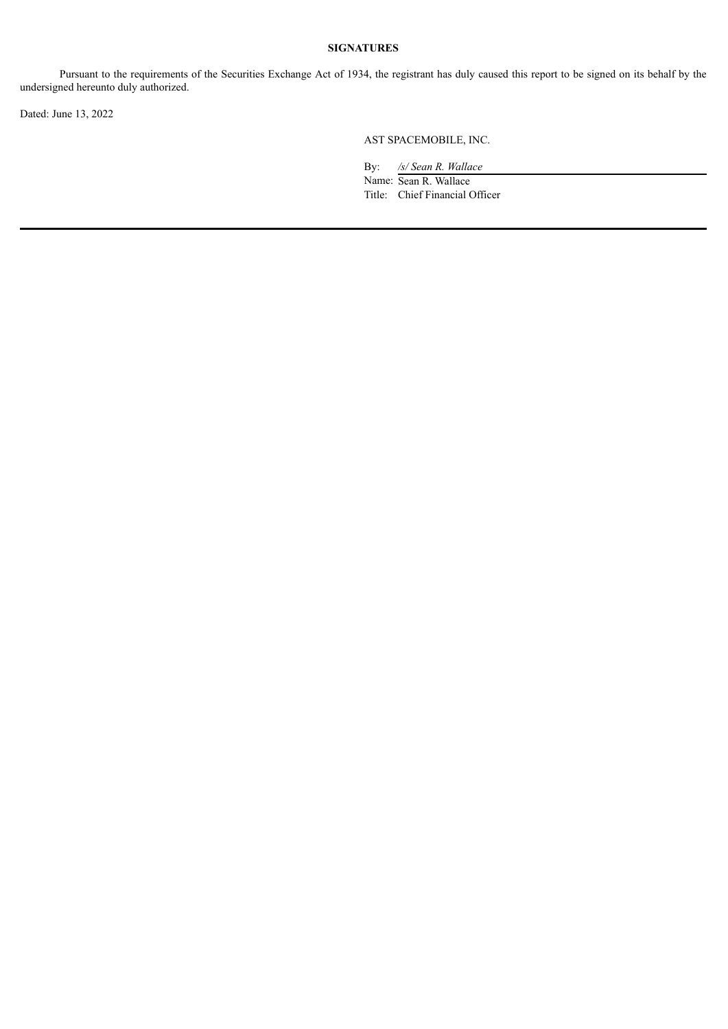**SIGNATURES**

Pursuant to the requirements of the Securities Exchange Act of 1934, the registrant has duly caused this report to be signed on its behalf by the undersigned hereunto duly authorized.

Dated: June 13, 2022

AST SPACEMOBILE, INC.

By: */s/ Sean R. Wallace*
Name: Sean R. Wallace
Title: Chief Financial Officer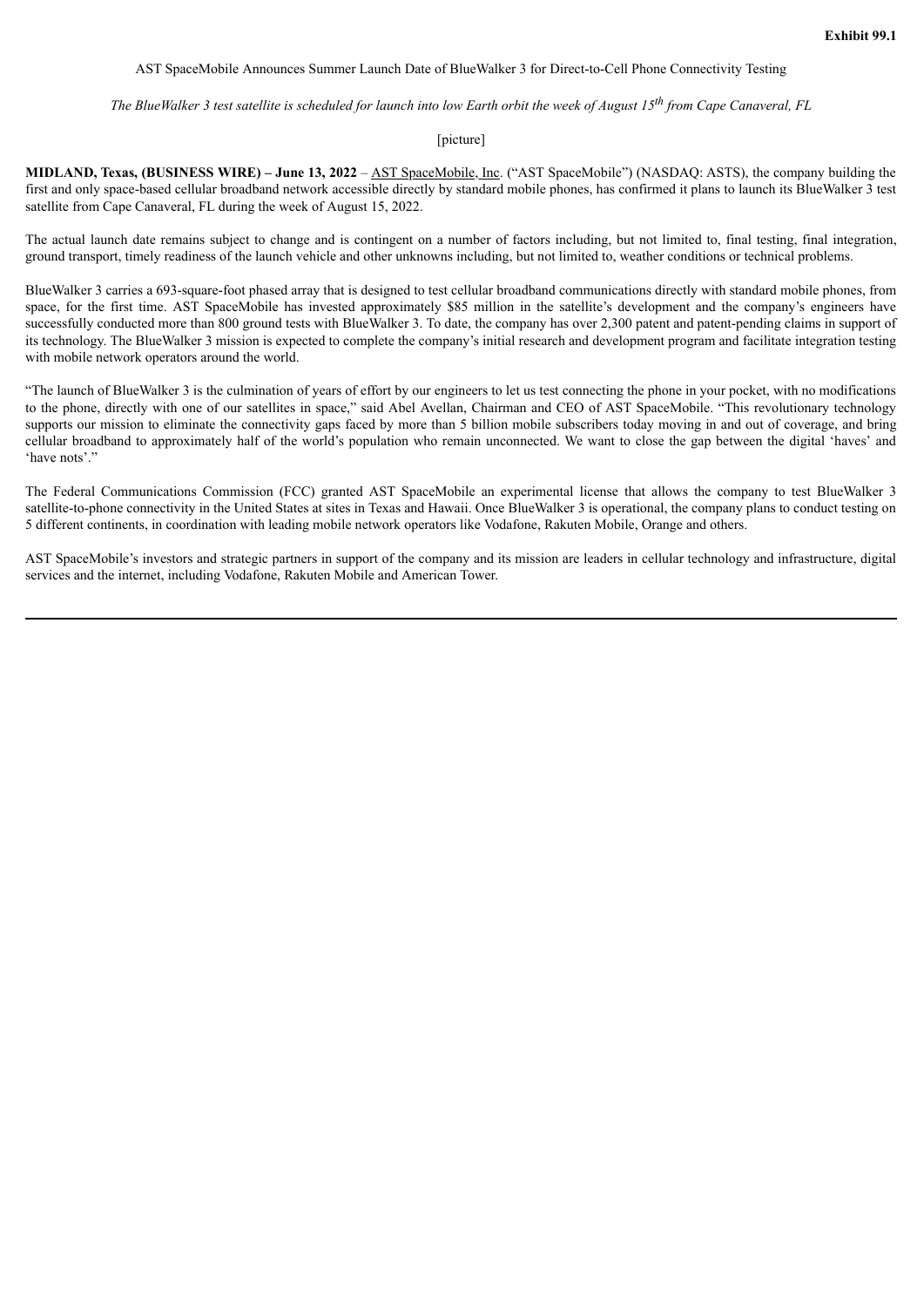**Exhibit 99.1**

AST SpaceMobile Announces Summer Launch Date of BlueWalker 3 for Direct-to-Cell Phone Connectivity Testing

*The BlueWalker 3 test satellite is scheduled for launch into low Earth orbit the week of August 15th from Cape Canaveral, FL*

[picture]

**MIDLAND, Texas, (BUSINESS WIRE) – June 13, 2022** – AST SpaceMobile, Inc. ("AST SpaceMobile") (NASDAQ: ASTS), the company building the first and only space-based cellular broadband network accessible directly by standard mobile phones, has confirmed it plans to launch its BlueWalker 3 test satellite from Cape Canaveral, FL during the week of August 15, 2022.

The actual launch date remains subject to change and is contingent on a number of factors including, but not limited to, final testing, final integration, ground transport, timely readiness of the launch vehicle and other unknowns including, but not limited to, weather conditions or technical problems.

BlueWalker 3 carries a 693-square-foot phased array that is designed to test cellular broadband communications directly with standard mobile phones, from space, for the first time. AST SpaceMobile has invested approximately $85 million in the satellite's development and the company's engineers have successfully conducted more than 800 ground tests with BlueWalker 3. To date, the company has over 2,300 patent and patent-pending claims in support of its technology. The BlueWalker 3 mission is expected to complete the company's initial research and development program and facilitate integration testing with mobile network operators around the world.

"The launch of BlueWalker 3 is the culmination of years of effort by our engineers to let us test connecting the phone in your pocket, with no modifications to the phone, directly with one of our satellites in space," said Abel Avellan, Chairman and CEO of AST SpaceMobile. "This revolutionary technology supports our mission to eliminate the connectivity gaps faced by more than 5 billion mobile subscribers today moving in and out of coverage, and bring cellular broadband to approximately half of the world's population who remain unconnected. We want to close the gap between the digital 'haves' and 'have nots'."

The Federal Communications Commission (FCC) granted AST SpaceMobile an experimental license that allows the company to test BlueWalker 3 satellite-to-phone connectivity in the United States at sites in Texas and Hawaii. Once BlueWalker 3 is operational, the company plans to conduct testing on 5 different continents, in coordination with leading mobile network operators like Vodafone, Rakuten Mobile, Orange and others.

AST SpaceMobile's investors and strategic partners in support of the company and its mission are leaders in cellular technology and infrastructure, digital services and the internet, including Vodafone, Rakuten Mobile and American Tower.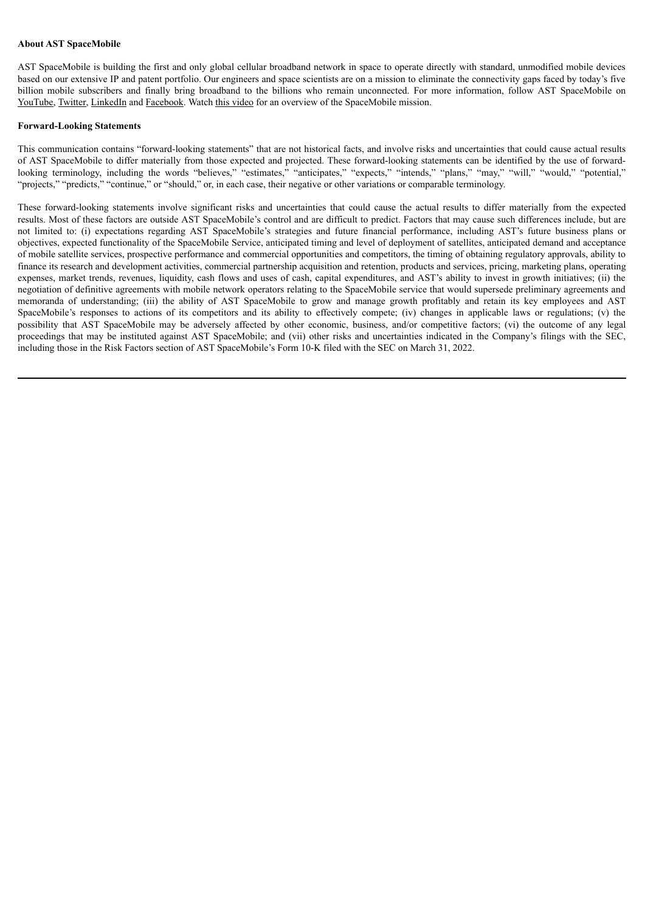**About AST SpaceMobile**

AST SpaceMobile is building the first and only global cellular broadband network in space to operate directly with standard, unmodified mobile devices based on our extensive IP and patent portfolio. Our engineers and space scientists are on a mission to eliminate the connectivity gaps faced by today's five billion mobile subscribers and finally bring broadband to the billions who remain unconnected. For more information, follow AST SpaceMobile on YouTube, Twitter, LinkedIn and Facebook. Watch this video for an overview of the SpaceMobile mission.

**Forward-Looking Statements**

This communication contains "forward-looking statements" that are not historical facts, and involve risks and uncertainties that could cause actual results of AST SpaceMobile to differ materially from those expected and projected. These forward-looking statements can be identified by the use of forward-looking terminology, including the words "believes," "estimates," "anticipates," "expects," "intends," "plans," "may," "will," "would," "potential," "projects," "predicts," "continue," or "should," or, in each case, their negative or other variations or comparable terminology.

These forward-looking statements involve significant risks and uncertainties that could cause the actual results to differ materially from the expected results. Most of these factors are outside AST SpaceMobile's control and are difficult to predict. Factors that may cause such differences include, but are not limited to: (i) expectations regarding AST SpaceMobile's strategies and future financial performance, including AST's future business plans or objectives, expected functionality of the SpaceMobile Service, anticipated timing and level of deployment of satellites, anticipated demand and acceptance of mobile satellite services, prospective performance and commercial opportunities and competitors, the timing of obtaining regulatory approvals, ability to finance its research and development activities, commercial partnership acquisition and retention, products and services, pricing, marketing plans, operating expenses, market trends, revenues, liquidity, cash flows and uses of cash, capital expenditures, and AST's ability to invest in growth initiatives; (ii) the negotiation of definitive agreements with mobile network operators relating to the SpaceMobile service that would supersede preliminary agreements and memoranda of understanding; (iii) the ability of AST SpaceMobile to grow and manage growth profitably and retain its key employees and AST SpaceMobile's responses to actions of its competitors and its ability to effectively compete; (iv) changes in applicable laws or regulations; (v) the possibility that AST SpaceMobile may be adversely affected by other economic, business, and/or competitive factors; (vi) the outcome of any legal proceedings that may be instituted against AST SpaceMobile; and (vii) other risks and uncertainties indicated in the Company's filings with the SEC, including those in the Risk Factors section of AST SpaceMobile's Form 10-K filed with the SEC on March 31, 2022.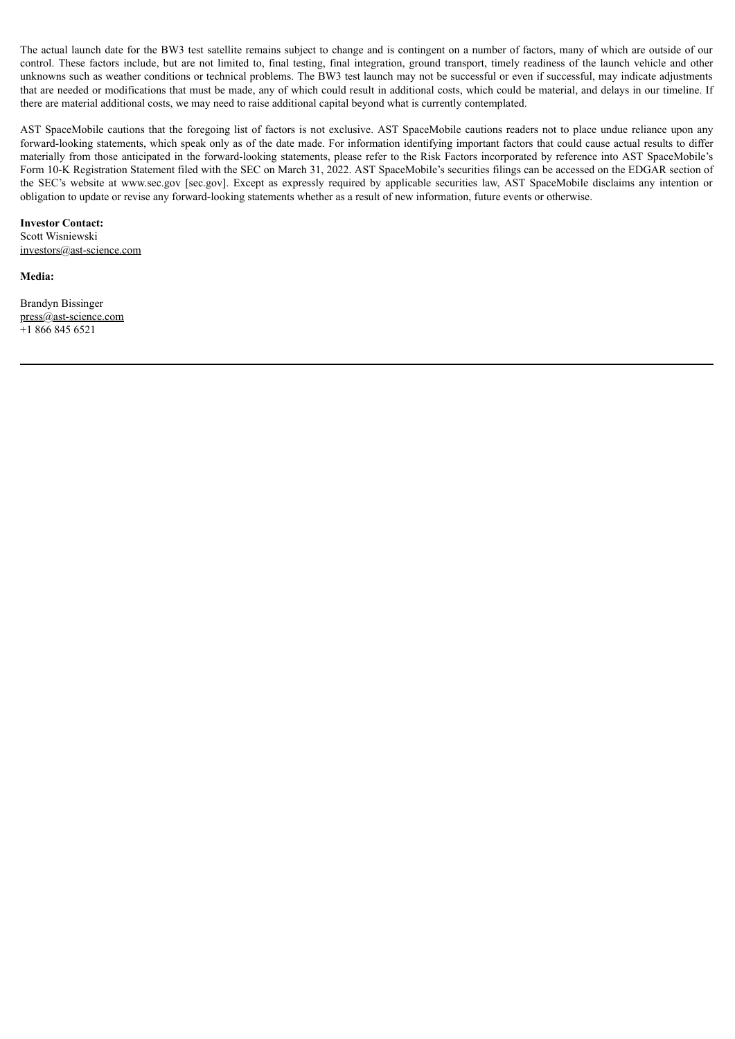The actual launch date for the BW3 test satellite remains subject to change and is contingent on a number of factors, many of which are outside of our control. These factors include, but are not limited to, final testing, final integration, ground transport, timely readiness of the launch vehicle and other unknowns such as weather conditions or technical problems. The BW3 test launch may not be successful or even if successful, may indicate adjustments that are needed or modifications that must be made, any of which could result in additional costs, which could be material, and delays in our timeline. If there are material additional costs, we may need to raise additional capital beyond what is currently contemplated.

AST SpaceMobile cautions that the foregoing list of factors is not exclusive. AST SpaceMobile cautions readers not to place undue reliance upon any forward-looking statements, which speak only as of the date made. For information identifying important factors that could cause actual results to differ materially from those anticipated in the forward-looking statements, please refer to the Risk Factors incorporated by reference into AST SpaceMobile's Form 10-K Registration Statement filed with the SEC on March 31, 2022. AST SpaceMobile's securities filings can be accessed on the EDGAR section of the SEC's website at www.sec.gov [sec.gov]. Except as expressly required by applicable securities law, AST SpaceMobile disclaims any intention or obligation to update or revise any forward-looking statements whether as a result of new information, future events or otherwise.

**Investor Contact:**
Scott Wisniewski
investors@ast-science.com

**Media:**

Brandyn Bissinger
press@ast-science.com
+1 866 845 6521